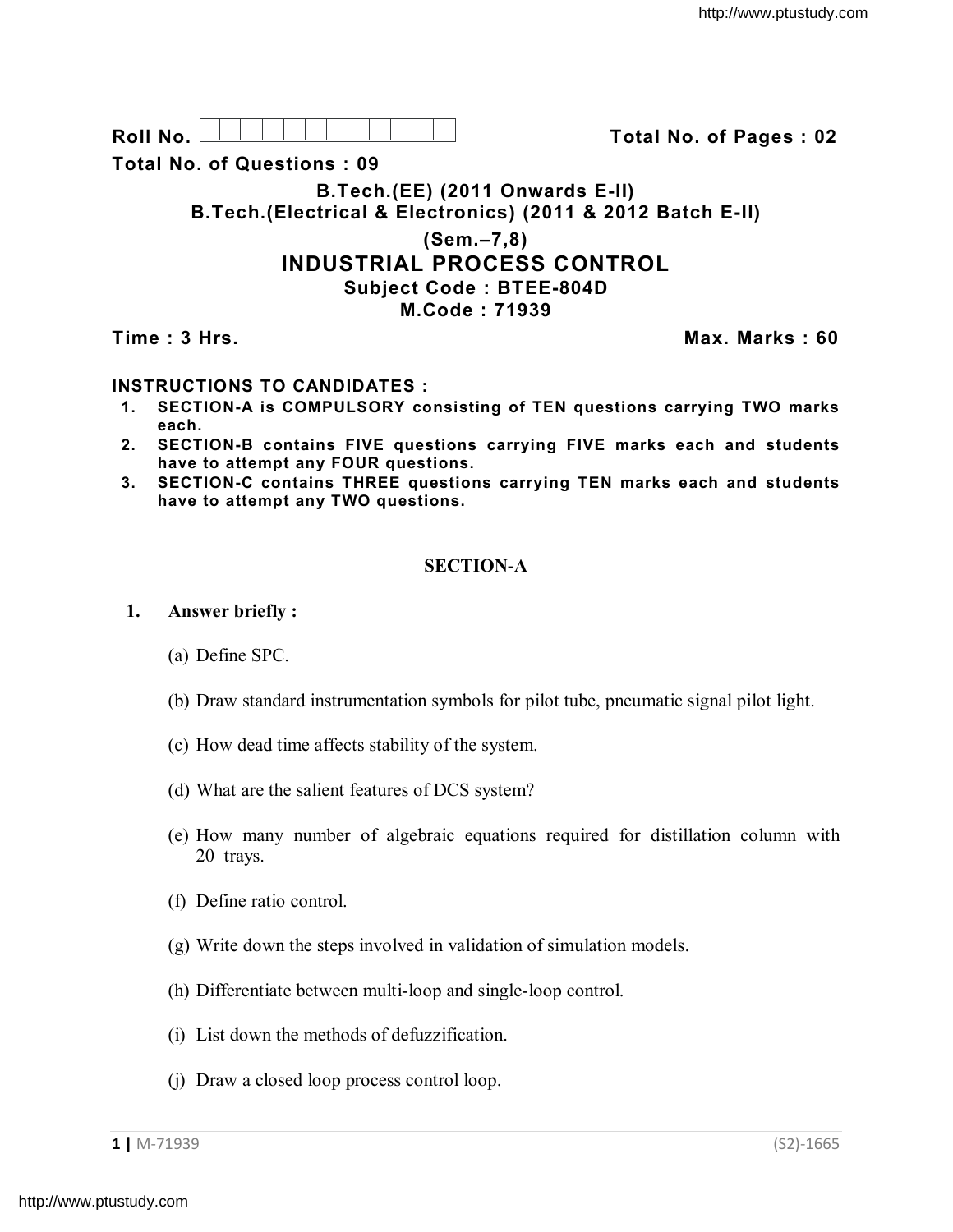Roll No. Total No. of Pages : 02

Total No. of Questions : 09

**B.Tech.(EE) (2011 Onwards E-II)**

**B.Tech.(Electrical & Electronics) (2011 & 2012 Batch E-II)**

**(Sem.–7,8)**

# INDUSTRIAL PROCESS CONTROL

**Subject Code : BTEE-804D**

**M.Code : 71939**

**Time : 3 Hrs.** **Max. Marks : 60**

**INSTRUCTIONS TO CANDIDATES :**

1. **SECTION-A is COMPULSORY consisting of TEN questions carrying TWO marks each.**
2. **SECTION-B contains FIVE questions carrying FIVE marks each and students have to attempt any FOUR questions.**
3. **SECTION-C contains THREE questions carrying TEN marks each and students have to attempt any TWO questions.**

## SECTION-A

**1. Answer briefly :**

(a) Define SPC.

(b) Draw standard instrumentation symbols for pilot tube, pneumatic signal pilot light.

(c) How dead time affects stability of the system.

(d) What are the salient features of DCS system?

(e) How many number of algebraic equations required for distillation column with 20 trays.

(f) Define ratio control.

(g) Write down the steps involved in validation of simulation models.

(h) Differentiate between multi-loop and single-loop control.

(i) List down the methods of defuzzification.

(j) Draw a closed loop process control loop.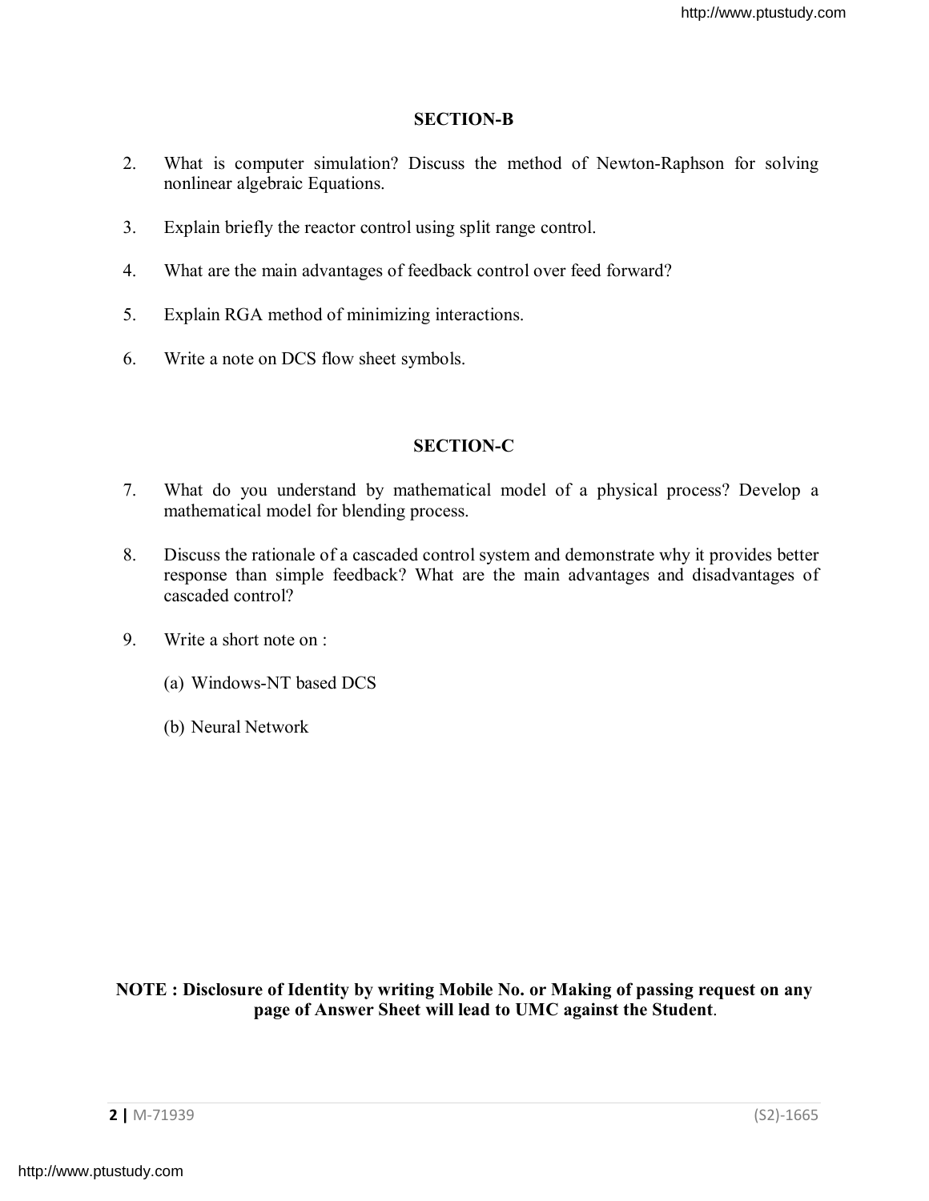## SECTION-B

2. What is computer simulation? Discuss the method of Newton-Raphson for solving nonlinear algebraic Equations.

3. Explain briefly the reactor control using split range control.

4. What are the main advantages of feedback control over feed forward?

5. Explain RGA method of minimizing interactions.

6. Write a note on DCS flow sheet symbols.

## SECTION-C

7. What do you understand by mathematical model of a physical process? Develop a mathematical model for blending process.

8. Discuss the rationale of a cascaded control system and demonstrate why it provides better response than simple feedback? What are the main advantages and disadvantages of cascaded control?

9. Write a short note on :

   (a) Windows-NT based DCS

   (b) Neural Network

**NOTE : Disclosure of Identity by writing Mobile No. or Making of passing request on any page of Answer Sheet will lead to UMC against the Student.**